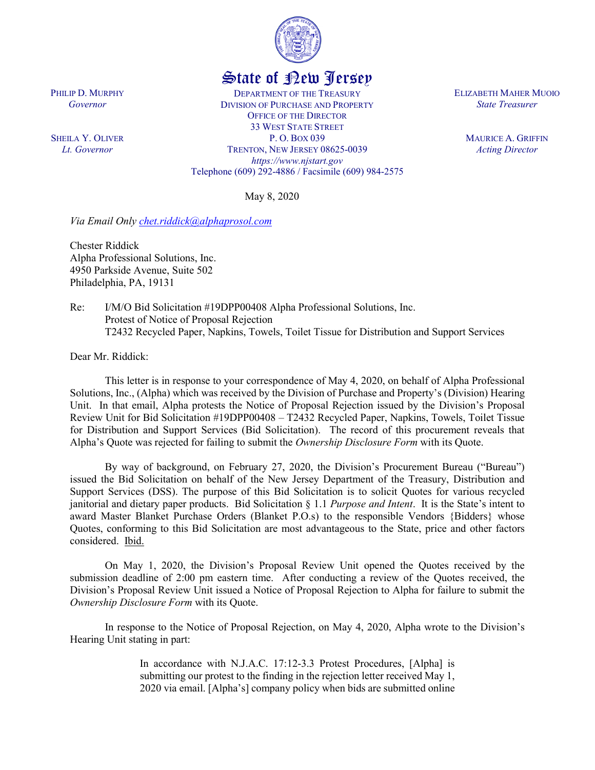State of New Jersey

PHILIP D. MURPHY
*Governor*

SHEILA Y. OLIVER
*Lt. Governor*

DEPARTMENT OF THE TREASURY
DIVISION OF PURCHASE AND PROPERTY
OFFICE OF THE DIRECTOR
33 WEST STATE STREET
P. O. BOX 039
TRENTON, NEW JERSEY 08625-0039
*https://www.njstart.gov*
Telephone (609) 292-4886 / Facsimile (609) 984-2575

ELIZABETH MAHER MUOIO
*State Treasurer*

MAURICE A. GRIFFIN
*Acting Director*

May 8, 2020

*Via Email Only chet.riddick@alphaprosol.com*

Chester Riddick
Alpha Professional Solutions, Inc.
4950 Parkside Avenue, Suite 502
Philadelphia, PA, 19131

Re: I/M/O Bid Solicitation #19DPP00408 Alpha Professional Solutions, Inc.
Protest of Notice of Proposal Rejection
T2432 Recycled Paper, Napkins, Towels, Toilet Tissue for Distribution and Support Services

Dear Mr. Riddick:

This letter is in response to your correspondence of May 4, 2020, on behalf of Alpha Professional Solutions, Inc., (Alpha) which was received by the Division of Purchase and Property's (Division) Hearing Unit. In that email, Alpha protests the Notice of Proposal Rejection issued by the Division's Proposal Review Unit for Bid Solicitation #19DPP00408 – T2432 Recycled Paper, Napkins, Towels, Toilet Tissue for Distribution and Support Services (Bid Solicitation). The record of this procurement reveals that Alpha's Quote was rejected for failing to submit the *Ownership Disclosure Form* with its Quote.

By way of background, on February 27, 2020, the Division's Procurement Bureau ("Bureau") issued the Bid Solicitation on behalf of the New Jersey Department of the Treasury, Distribution and Support Services (DSS). The purpose of this Bid Solicitation is to solicit Quotes for various recycled janitorial and dietary paper products. Bid Solicitation § 1.1 *Purpose and Intent*. It is the State's intent to award Master Blanket Purchase Orders (Blanket P.O.s) to the responsible Vendors {Bidders} whose Quotes, conforming to this Bid Solicitation are most advantageous to the State, price and other factors considered. Ibid.

On May 1, 2020, the Division's Proposal Review Unit opened the Quotes received by the submission deadline of 2:00 pm eastern time. After conducting a review of the Quotes received, the Division's Proposal Review Unit issued a Notice of Proposal Rejection to Alpha for failure to submit the *Ownership Disclosure Form* with its Quote.

In response to the Notice of Proposal Rejection, on May 4, 2020, Alpha wrote to the Division's Hearing Unit stating in part:

> In accordance with N.J.A.C. 17:12-3.3 Protest Procedures, [Alpha] is submitting our protest to the finding in the rejection letter received May 1, 2020 via email. [Alpha's] company policy when bids are submitted online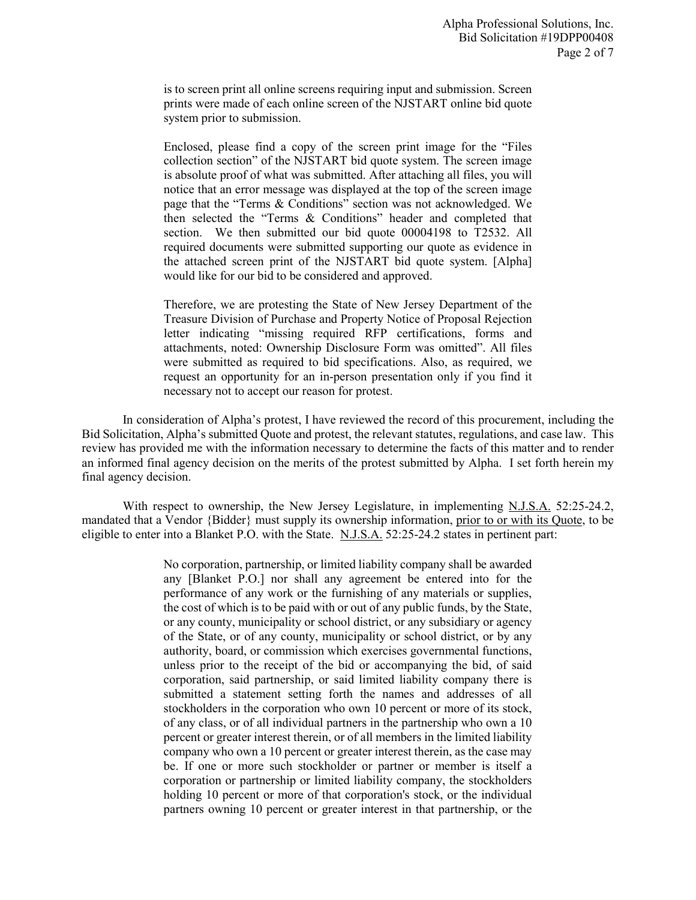> is to screen print all online screens requiring input and submission. Screen prints were made of each online screen of the NJSTART online bid quote system prior to submission.
>
> Enclosed, please find a copy of the screen print image for the "Files collection section" of the NJSTART bid quote system. The screen image is absolute proof of what was submitted. After attaching all files, you will notice that an error message was displayed at the top of the screen image page that the "Terms & Conditions" section was not acknowledged. We then selected the "Terms & Conditions" header and completed that section. We then submitted our bid quote 00004198 to T2532. All required documents were submitted supporting our quote as evidence in the attached screen print of the NJSTART bid quote system. [Alpha] would like for our bid to be considered and approved.
>
> Therefore, we are protesting the State of New Jersey Department of the Treasure Division of Purchase and Property Notice of Proposal Rejection letter indicating "missing required RFP certifications, forms and attachments, noted: Ownership Disclosure Form was omitted". All files were submitted as required to bid specifications. Also, as required, we request an opportunity for an in-person presentation only if you find it necessary not to accept our reason for protest.

In consideration of Alpha's protest, I have reviewed the record of this procurement, including the Bid Solicitation, Alpha's submitted Quote and protest, the relevant statutes, regulations, and case law. This review has provided me with the information necessary to determine the facts of this matter and to render an informed final agency decision on the merits of the protest submitted by Alpha. I set forth herein my final agency decision.

With respect to ownership, the New Jersey Legislature, in implementing N.J.S.A. 52:25-24.2, mandated that a Vendor {Bidder} must supply its ownership information, prior to or with its Quote, to be eligible to enter into a Blanket P.O. with the State. N.J.S.A. 52:25-24.2 states in pertinent part:

> No corporation, partnership, or limited liability company shall be awarded any [Blanket P.O.] nor shall any agreement be entered into for the performance of any work or the furnishing of any materials or supplies, the cost of which is to be paid with or out of any public funds, by the State, or any county, municipality or school district, or any subsidiary or agency of the State, or of any county, municipality or school district, or by any authority, board, or commission which exercises governmental functions, unless prior to the receipt of the bid or accompanying the bid, of said corporation, said partnership, or said limited liability company there is submitted a statement setting forth the names and addresses of all stockholders in the corporation who own 10 percent or more of its stock, of any class, or of all individual partners in the partnership who own a 10 percent or greater interest therein, or of all members in the limited liability company who own a 10 percent or greater interest therein, as the case may be. If one or more such stockholder or partner or member is itself a corporation or partnership or limited liability company, the stockholders holding 10 percent or more of that corporation's stock, or the individual partners owning 10 percent or greater interest in that partnership, or the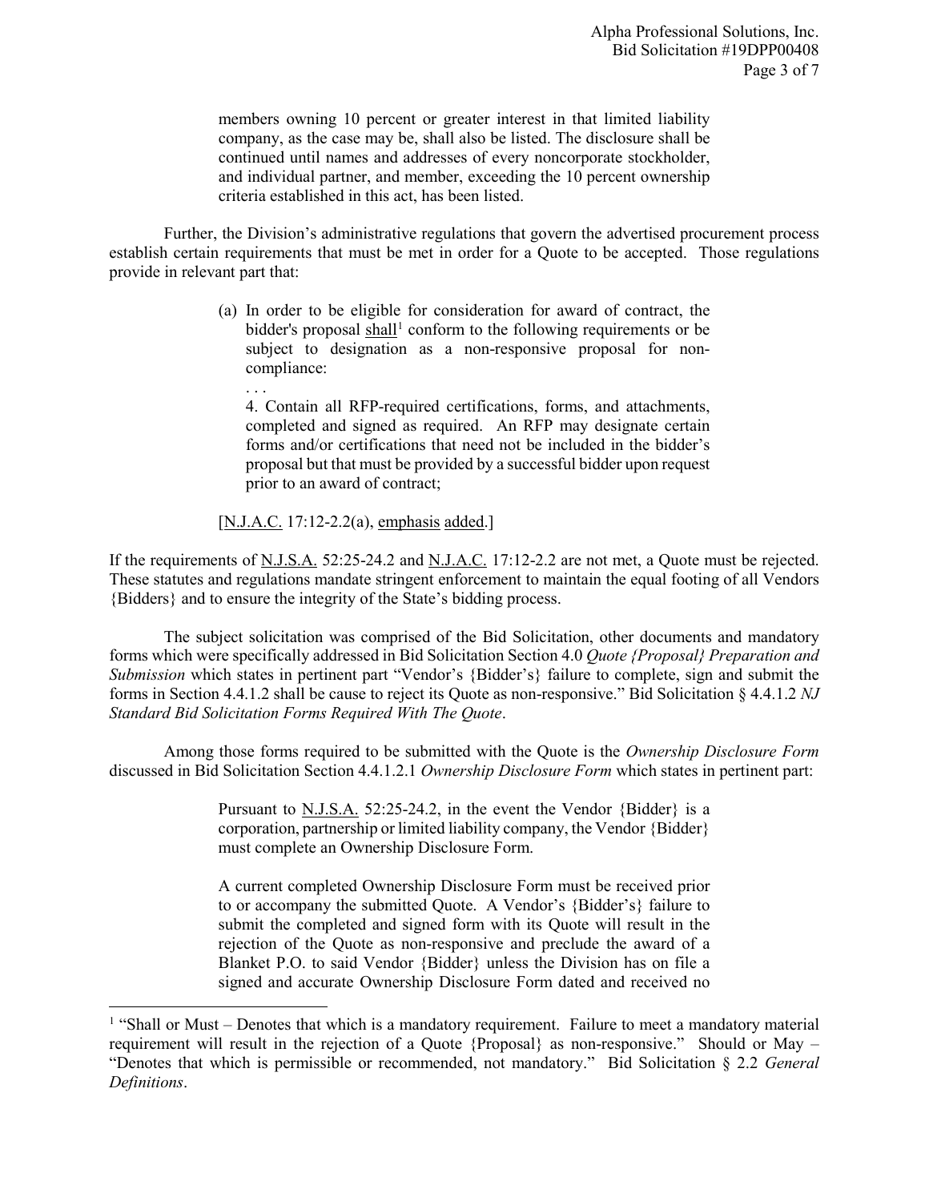> members owning 10 percent or greater interest in that limited liability company, as the case may be, shall also be listed. The disclosure shall be continued until names and addresses of every noncorporate stockholder, and individual partner, and member, exceeding the 10 percent ownership criteria established in this act, has been listed.

Further, the Division's administrative regulations that govern the advertised procurement process establish certain requirements that must be met in order for a Quote to be accepted. Those regulations provide in relevant part that:

> (a) In order to be eligible for consideration for award of contract, the bidder's proposal shall[1] conform to the following requirements or be subject to designation as a non-responsive proposal for non-compliance:
>
> . . .
>
> 4. Contain all RFP-required certifications, forms, and attachments, completed and signed as required. An RFP may designate certain forms and/or certifications that need not be included in the bidder's proposal but that must be provided by a successful bidder upon request prior to an award of contract;
>
> [N.J.A.C. 17:12-2.2(a), emphasis added.]

If the requirements of N.J.S.A. 52:25-24.2 and N.J.A.C. 17:12-2.2 are not met, a Quote must be rejected. These statutes and regulations mandate stringent enforcement to maintain the equal footing of all Vendors {Bidders} and to ensure the integrity of the State's bidding process.

The subject solicitation was comprised of the Bid Solicitation, other documents and mandatory forms which were specifically addressed in Bid Solicitation Section 4.0 *Quote {Proposal} Preparation and Submission* which states in pertinent part "Vendor's {Bidder's} failure to complete, sign and submit the forms in Section 4.4.1.2 shall be cause to reject its Quote as non-responsive." Bid Solicitation § 4.4.1.2 *NJ Standard Bid Solicitation Forms Required With The Quote*.

Among those forms required to be submitted with the Quote is the *Ownership Disclosure Form* discussed in Bid Solicitation Section 4.4.1.2.1 *Ownership Disclosure Form* which states in pertinent part:

> Pursuant to N.J.S.A. 52:25-24.2, in the event the Vendor {Bidder} is a corporation, partnership or limited liability company, the Vendor {Bidder} must complete an Ownership Disclosure Form.
>
> A current completed Ownership Disclosure Form must be received prior to or accompany the submitted Quote. A Vendor's {Bidder's} failure to submit the completed and signed form with its Quote will result in the rejection of the Quote as non-responsive and preclude the award of a Blanket P.O. to said Vendor {Bidder} unless the Division has on file a signed and accurate Ownership Disclosure Form dated and received no

---

[1] "Shall or Must – Denotes that which is a mandatory requirement. Failure to meet a mandatory material requirement will result in the rejection of a Quote {Proposal} as non-responsive." Should or May – "Denotes that which is permissible or recommended, not mandatory." Bid Solicitation § 2.2 *General Definitions*.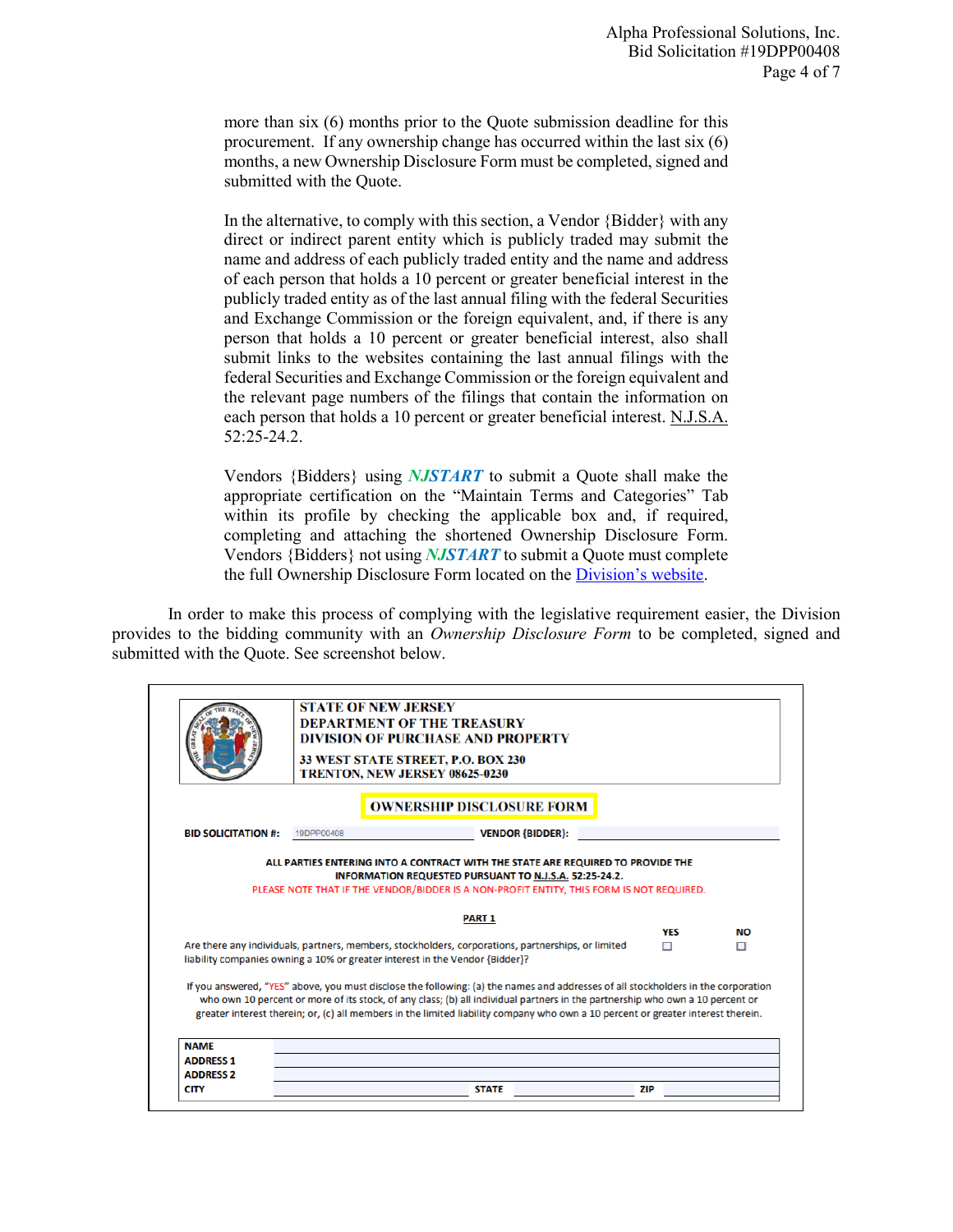more than six (6) months prior to the Quote submission deadline for this procurement. If any ownership change has occurred within the last six (6) months, a new Ownership Disclosure Form must be completed, signed and submitted with the Quote.

In the alternative, to comply with this section, a Vendor {Bidder} with any direct or indirect parent entity which is publicly traded may submit the name and address of each publicly traded entity and the name and address of each person that holds a 10 percent or greater beneficial interest in the publicly traded entity as of the last annual filing with the federal Securities and Exchange Commission or the foreign equivalent, and, if there is any person that holds a 10 percent or greater beneficial interest, also shall submit links to the websites containing the last annual filings with the federal Securities and Exchange Commission or the foreign equivalent and the relevant page numbers of the filings that contain the information on each person that holds a 10 percent or greater beneficial interest. N.J.S.A. 52:25-24.2.

Vendors {Bidders} using ***NJSTART*** to submit a Quote shall make the appropriate certification on the "Maintain Terms and Categories" Tab within its profile by checking the applicable box and, if required, completing and attaching the shortened Ownership Disclosure Form. Vendors {Bidders} not using ***NJSTART*** to submit a Quote must complete the full Ownership Disclosure Form located on the Division's website.

In order to make this process of complying with the legislative requirement easier, the Division provides to the bidding community with an *Ownership Disclosure Form* to be completed, signed and submitted with the Quote. See screenshot below.

**STATE OF NEW JERSEY**
**DEPARTMENT OF THE TREASURY**
**DIVISION OF PURCHASE AND PROPERTY**
**33 WEST STATE STREET, P.O. BOX 230**
**TRENTON, NEW JERSEY 08625-0230**

**OWNERSHIP DISCLOSURE FORM**

**BID SOLICITATION #:** 19DPP00408 **VENDOR {BIDDER}:**

**ALL PARTIES ENTERING INTO A CONTRACT WITH THE STATE ARE REQUIRED TO PROVIDE THE INFORMATION REQUESTED PURSUANT TO N.J.S.A. 52:25-24.2.**
PLEASE NOTE THAT IF THE VENDOR/BIDDER IS A NON-PROFIT ENTITY, THIS FORM IS NOT REQUIRED.

**PART 1**

| | YES | NO |
|---|---|---|
| Are there any individuals, partners, members, stockholders, corporations, partnerships, or limited liability companies owning a 10% or greater interest in the Vendor {Bidder}? | ☐ | ☐ |

If you answered, "YES" above, you must disclose the following: (a) the names and addresses of all stockholders in the corporation who own 10 percent or more of its stock, of any class; (b) all individual partners in the partnership who own a 10 percent or greater interest therein; or, (c) all members in the limited liability company who own a 10 percent or greater interest therein.

| | | | | | |
|---|---|---|---|---|---|
| **NAME** | | | | | |
| **ADDRESS 1** | | | | | |
| **ADDRESS 2** | | | | | |
| **CITY** | | **STATE** | | **ZIP** | |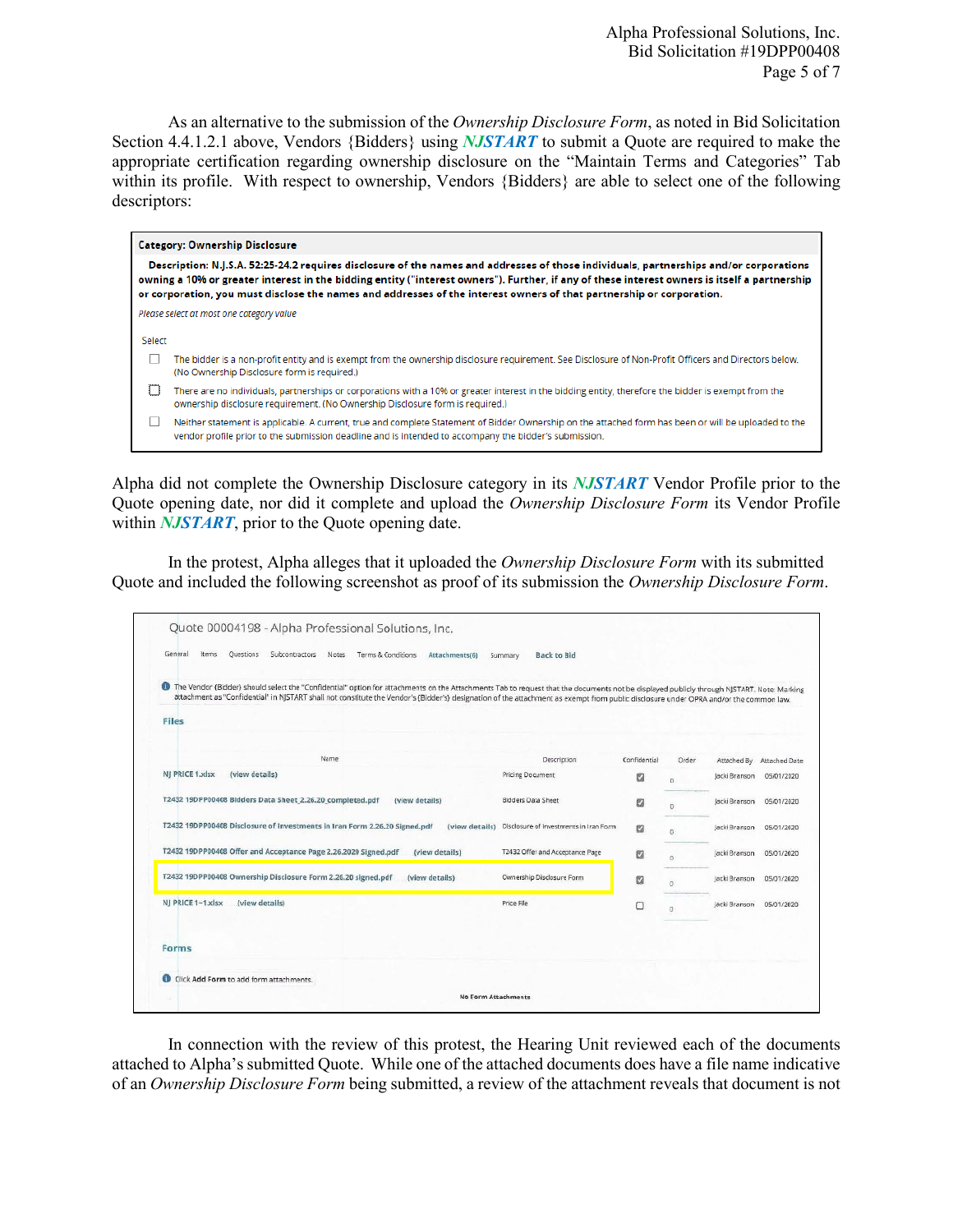As an alternative to the submission of the *Ownership Disclosure Form*, as noted in Bid Solicitation Section 4.4.1.2.1 above, Vendors {Bidders} using ***NJSTART*** to submit a Quote are required to make the appropriate certification regarding ownership disclosure on the "Maintain Terms and Categories" Tab within its profile. With respect to ownership, Vendors {Bidders} are able to select one of the following descriptors:

**Category: Ownership Disclosure**

**Description: N.J.S.A. 52:25-24.2 requires disclosure of the names and addresses of those individuals, partnerships and/or corporations owning a 10% or greater interest in the bidding entity ("interest owners"). Further, if any of these interest owners is itself a partnership or corporation, you must disclose the names and addresses of the interest owners of that partnership or corporation.**

*Please select at most one category value*

Select

- ☐ The bidder is a non-profit entity and is exempt from the ownership disclosure requirement. See Disclosure of Non-Profit Officers and Directors below. (No Ownership Disclosure form is required.)
- ☐ There are no individuals, partnerships or corporations with a 10% or greater interest in the bidding entity, therefore the bidder is exempt from the ownership disclosure requirement. (No Ownership Disclosure form is required.)
- ☐ Neither statement is applicable. A current, true and complete Statement of Bidder Ownership on the attached form has been or will be uploaded to the vendor profile prior to the submission deadline and is intended to accompany the bidder's submission.

Alpha did not complete the Ownership Disclosure category in its ***NJSTART*** Vendor Profile prior to the Quote opening date, nor did it complete and upload the *Ownership Disclosure Form* its Vendor Profile within ***NJSTART***, prior to the Quote opening date.

In the protest, Alpha alleges that it uploaded the *Ownership Disclosure Form* with its submitted Quote and included the following screenshot as proof of its submission the *Ownership Disclosure Form*.

Quote 00004198 - Alpha Professional Solutions, Inc.

General | Items | Questions | Subcontractors | Notes | Terms & Conditions | Attachments(6) | Summary | Back to Bid

The Vendor {Bidder} should select the "Confidential" option for attachments on the Attachments Tab to request that the documents not be displayed publicly through NJSTART. Note: Marking attachment as "Confidential" in NJSTART shall not constitute the Vendor's {Bidder's} designation of the attachment as exempt from public disclosure under OPRA and/or the common law.

**Files**

| Name | Description | Confidential | Order | Attached By | Attached Date |
|---|---|---|---|---|---|
| NJ PRICE 1.xlsx (view details) | Pricing Document | ☑ | 0 | Jacki Branson | 05/01/2020 |
| T2432 19DPP00408 Bidders Data Sheet_2.26.20_completed.pdf (view details) | Bidders Data Sheet | ☑ | 0 | Jacki Branson | 05/01/2020 |
| T2432 19DPP00408 Disclosure of Investments in Iran Form 2.26.20 Signed.pdf (view details) | Disclosure of Investments in Iran Form | ☑ | 0 | Jacki Branson | 05/01/2020 |
| T2432 19DPP00408 Offer and Acceptance Page 2.26.2020 Signed.pdf (view details) | T2432 Offer and Acceptance Page | ☑ | 0 | Jacki Branson | 05/01/2020 |
| T2432 19DPP00408 Ownership Disclosure Form 2.26.20 signed.pdf (view details) | Ownership Disclosure Form | ☑ | 0 | Jacki Branson | 05/01/2020 |
| NJ PRICE 1~1.xlsx (view details) | Price File | ☐ | 0 | Jacki Branson | 05/01/2020 |

**Forms**

Click **Add Form** to add form attachments.

No Form Attachments

In connection with the review of this protest, the Hearing Unit reviewed each of the documents attached to Alpha's submitted Quote. While one of the attached documents does have a file name indicative of an *Ownership Disclosure Form* being submitted, a review of the attachment reveals that document is not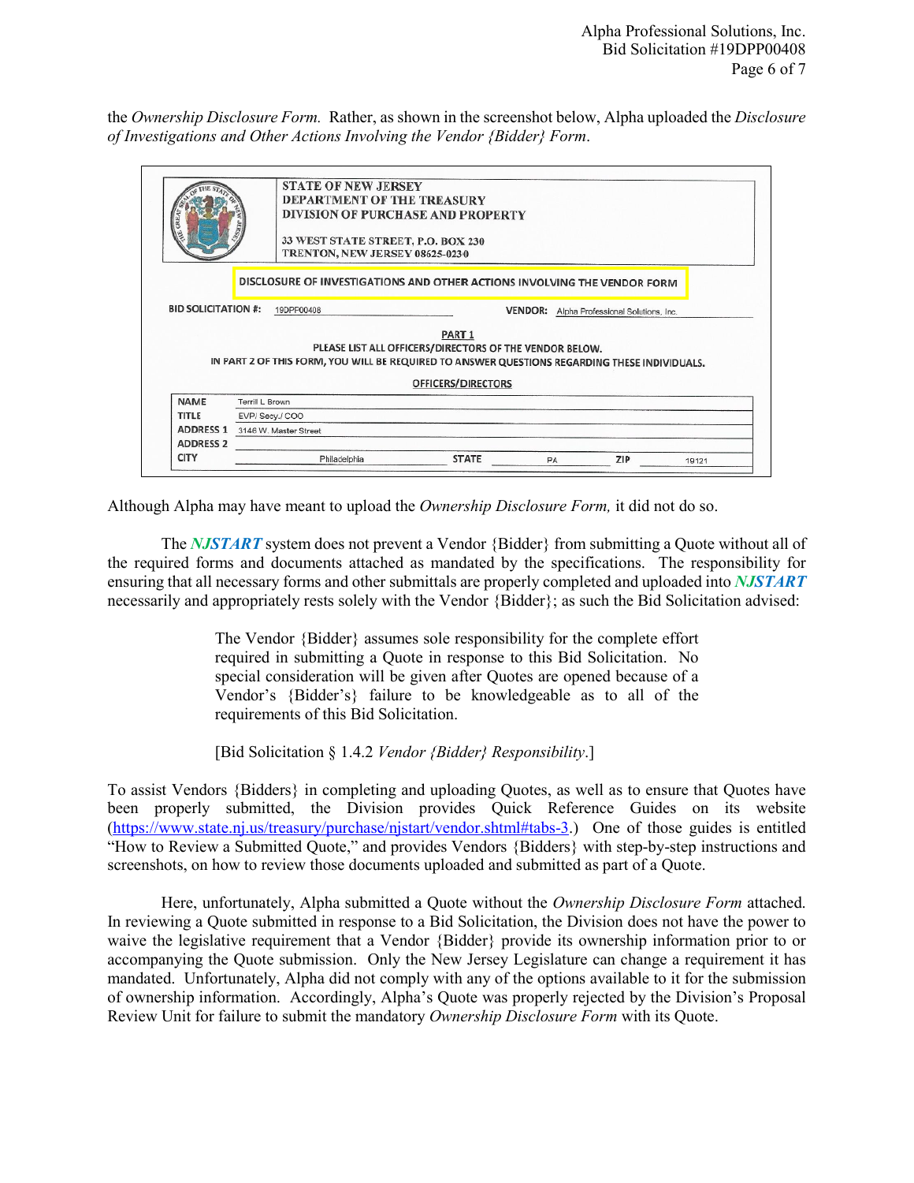the *Ownership Disclosure Form.* Rather, as shown in the screenshot below, Alpha uploaded the *Disclosure of Investigations and Other Actions Involving the Vendor {Bidder} Form*.

STATE OF NEW JERSEY
DEPARTMENT OF THE TREASURY
DIVISION OF PURCHASE AND PROPERTY

33 WEST STATE STREET, P.O. BOX 230
TRENTON, NEW JERSEY 08625-0230

DISCLOSURE OF INVESTIGATIONS AND OTHER ACTIONS INVOLVING THE VENDOR FORM

BID SOLICITATION #: 19DPP00408 VENDOR: Alpha Professional Solutions, Inc.

PART 1
PLEASE LIST ALL OFFICERS/DIRECTORS OF THE VENDOR BELOW.
IN PART 2 OF THIS FORM, YOU WILL BE REQUIRED TO ANSWER QUESTIONS REGARDING THESE INDIVIDUALS.

OFFICERS/DIRECTORS

| | | | | | |
|---|---|---|---|---|---|
| NAME | Terrill L Brown | | | | |
| TITLE | EVP/ Secy./ COO | | | | |
| ADDRESS 1 | 3146 W. Master Street | | | | |
| ADDRESS 2 | | | | | |
| CITY | Philadelphia | STATE | PA | ZIP | 19121 |

Although Alpha may have meant to upload the *Ownership Disclosure Form,* it did not do so.

The ***NJSTART*** system does not prevent a Vendor {Bidder} from submitting a Quote without all of the required forms and documents attached as mandated by the specifications. The responsibility for ensuring that all necessary forms and other submittals are properly completed and uploaded into ***NJSTART*** necessarily and appropriately rests solely with the Vendor {Bidder}; as such the Bid Solicitation advised:

> The Vendor {Bidder} assumes sole responsibility for the complete effort required in submitting a Quote in response to this Bid Solicitation. No special consideration will be given after Quotes are opened because of a Vendor's {Bidder's} failure to be knowledgeable as to all of the requirements of this Bid Solicitation.
>
> [Bid Solicitation § 1.4.2 *Vendor {Bidder} Responsibility*.]

To assist Vendors {Bidders} in completing and uploading Quotes, as well as to ensure that Quotes have been properly submitted, the Division provides Quick Reference Guides on its website (https://www.state.nj.us/treasury/purchase/njstart/vendor.shtml#tabs-3.) One of those guides is entitled "How to Review a Submitted Quote," and provides Vendors {Bidders} with step-by-step instructions and screenshots, on how to review those documents uploaded and submitted as part of a Quote.

Here, unfortunately, Alpha submitted a Quote without the *Ownership Disclosure Form* attached. In reviewing a Quote submitted in response to a Bid Solicitation, the Division does not have the power to waive the legislative requirement that a Vendor {Bidder} provide its ownership information prior to or accompanying the Quote submission. Only the New Jersey Legislature can change a requirement it has mandated. Unfortunately, Alpha did not comply with any of the options available to it for the submission of ownership information. Accordingly, Alpha's Quote was properly rejected by the Division's Proposal Review Unit for failure to submit the mandatory *Ownership Disclosure Form* with its Quote.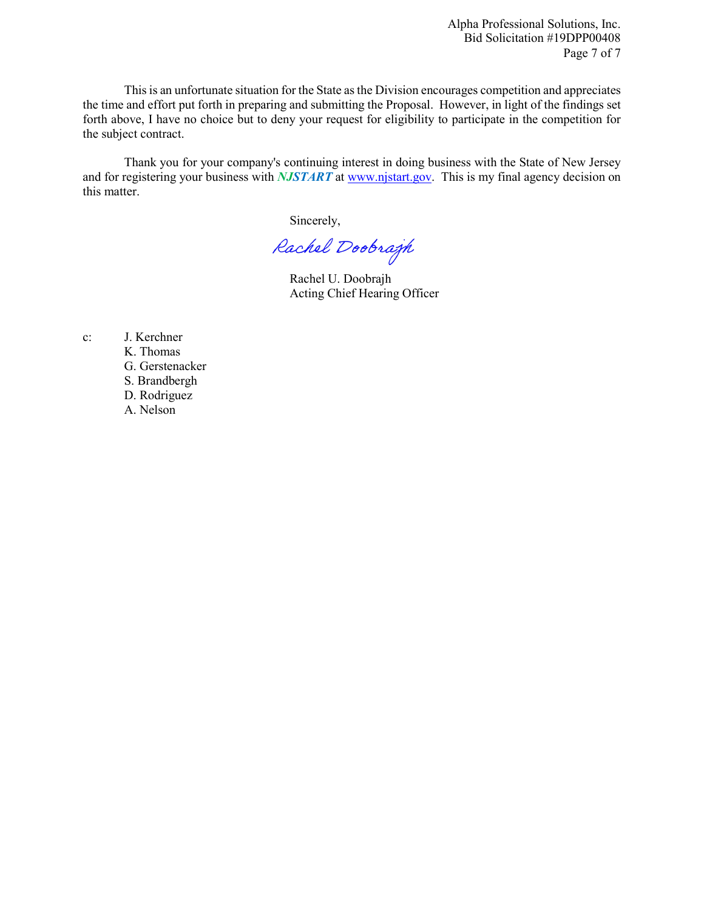This is an unfortunate situation for the State as the Division encourages competition and appreciates the time and effort put forth in preparing and submitting the Proposal. However, in light of the findings set forth above, I have no choice but to deny your request for eligibility to participate in the competition for the subject contract.

Thank you for your company's continuing interest in doing business with the State of New Jersey and for registering your business with ***NJSTART*** at www.njstart.gov. This is my final agency decision on this matter.

Sincerely,

Rachel Doobrajh

Rachel U. Doobrajh
Acting Chief Hearing Officer

c: J. Kerchner
K. Thomas
G. Gerstenacker
S. Brandbergh
D. Rodriguez
A. Nelson